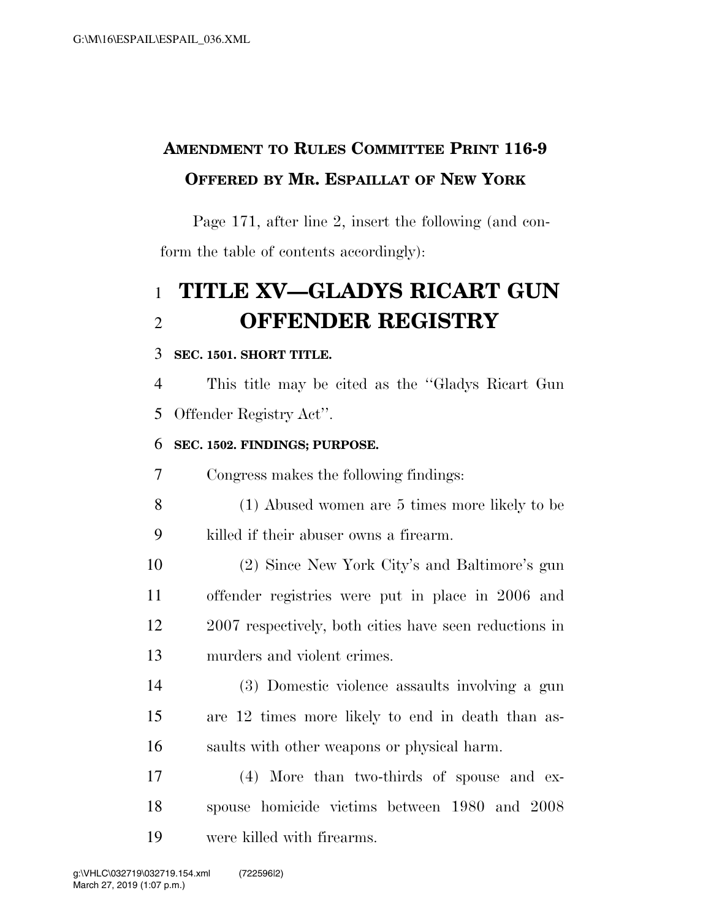**AMENDMENT TO RULES COMMITTEE PRINT 116-9**
**OFFERED BY MR. ESPAILLAT OF NEW YORK**

Page 171, after line 2, insert the following (and conform the table of contents accordingly):

# TITLE XV—GLADYS RICART GUN OFFENDER REGISTRY

**SEC. 1501. SHORT TITLE.**

This title may be cited as the ''Gladys Ricart Gun Offender Registry Act''.

**SEC. 1502. FINDINGS; PURPOSE.**

Congress makes the following findings:

(1) Abused women are 5 times more likely to be killed if their abuser owns a firearm.

(2) Since New York City's and Baltimore's gun offender registries were put in place in 2006 and 2007 respectively, both cities have seen reductions in murders and violent crimes.

(3) Domestic violence assaults involving a gun are 12 times more likely to end in death than assaults with other weapons or physical harm.

(4) More than two-thirds of spouse and ex-spouse homicide victims between 1980 and 2008 were killed with firearms.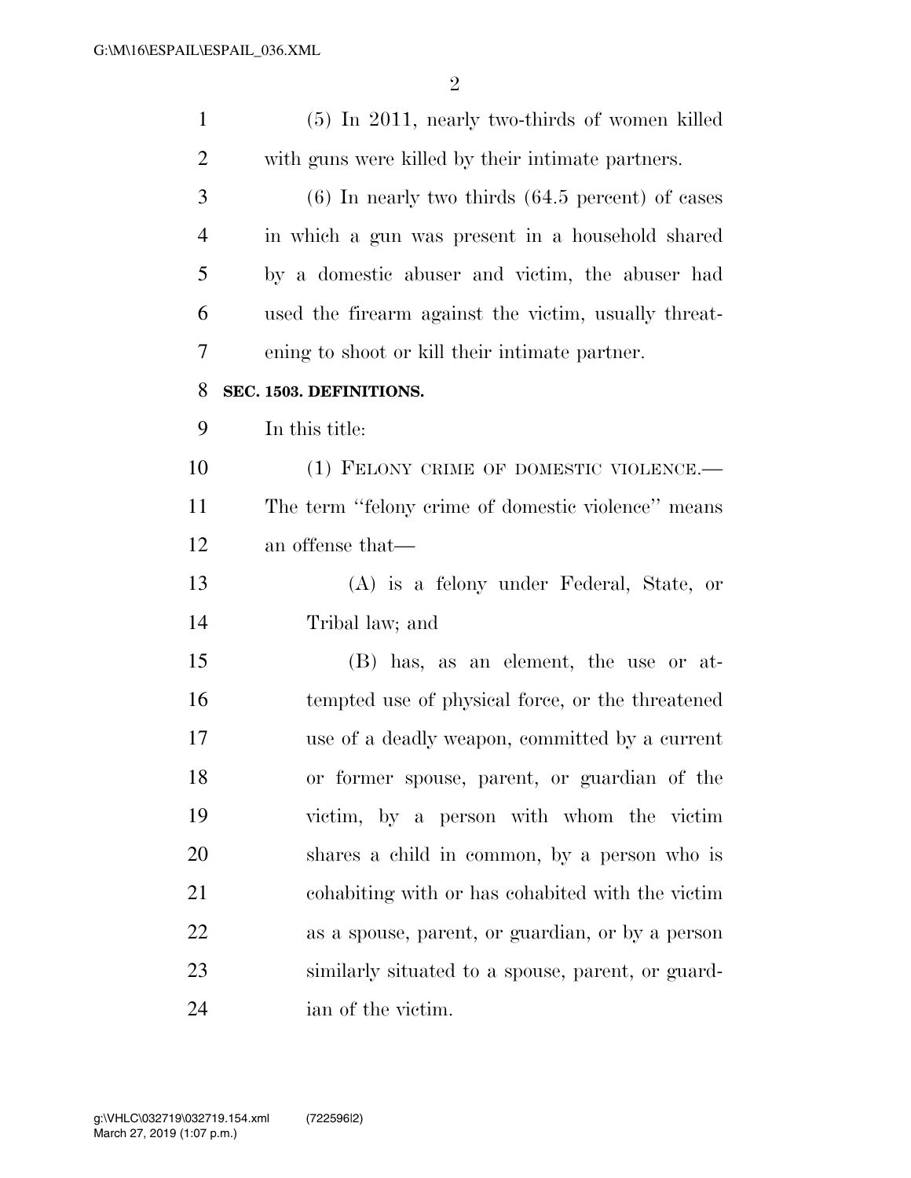(5) In 2011, nearly two-thirds of women killed with guns were killed by their intimate partners.

(6) In nearly two thirds (64.5 percent) of cases in which a gun was present in a household shared by a domestic abuser and victim, the abuser had used the firearm against the victim, usually threatening to shoot or kill their intimate partner.

**SEC. 1503. DEFINITIONS.**

In this title:

(1) FELONY CRIME OF DOMESTIC VIOLENCE.—The term ''felony crime of domestic violence'' means an offense that—

(A) is a felony under Federal, State, or Tribal law; and

(B) has, as an element, the use or attempted use of physical force, or the threatened use of a deadly weapon, committed by a current or former spouse, parent, or guardian of the victim, by a person with whom the victim shares a child in common, by a person who is cohabiting with or has cohabited with the victim as a spouse, parent, or guardian, or by a person similarly situated to a spouse, parent, or guardian of the victim.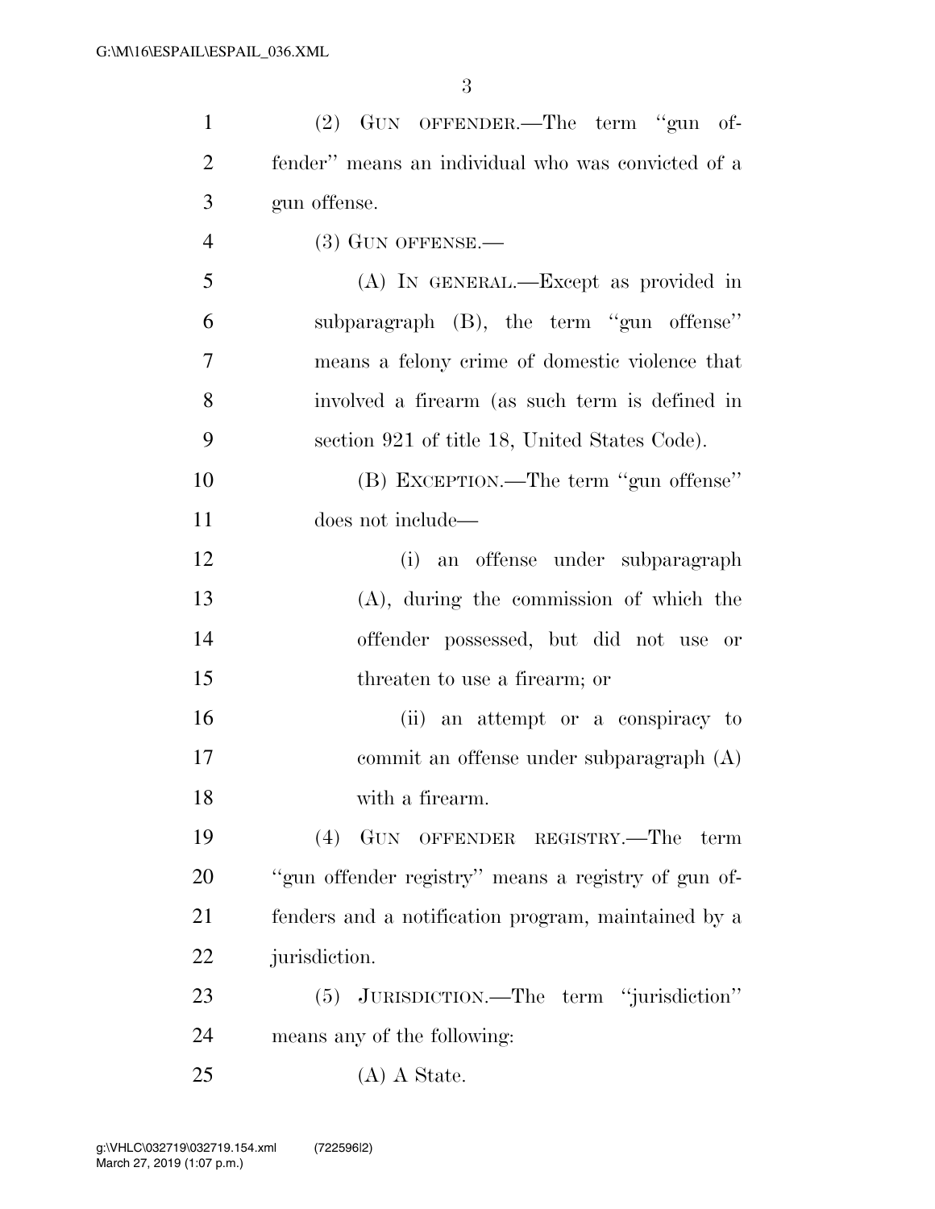(2) GUN OFFENDER.—The term ''gun offender'' means an individual who was convicted of a gun offense.

(3) GUN OFFENSE.—

(A) IN GENERAL.—Except as provided in subparagraph (B), the term ''gun offense'' means a felony crime of domestic violence that involved a firearm (as such term is defined in section 921 of title 18, United States Code).

(B) EXCEPTION.—The term ''gun offense'' does not include—

(i) an offense under subparagraph (A), during the commission of which the offender possessed, but did not use or threaten to use a firearm; or

(ii) an attempt or a conspiracy to commit an offense under subparagraph (A) with a firearm.

(4) GUN OFFENDER REGISTRY.—The term ''gun offender registry'' means a registry of gun offenders and a notification program, maintained by a jurisdiction.

(5) JURISDICTION.—The term ''jurisdiction'' means any of the following:

(A) A State.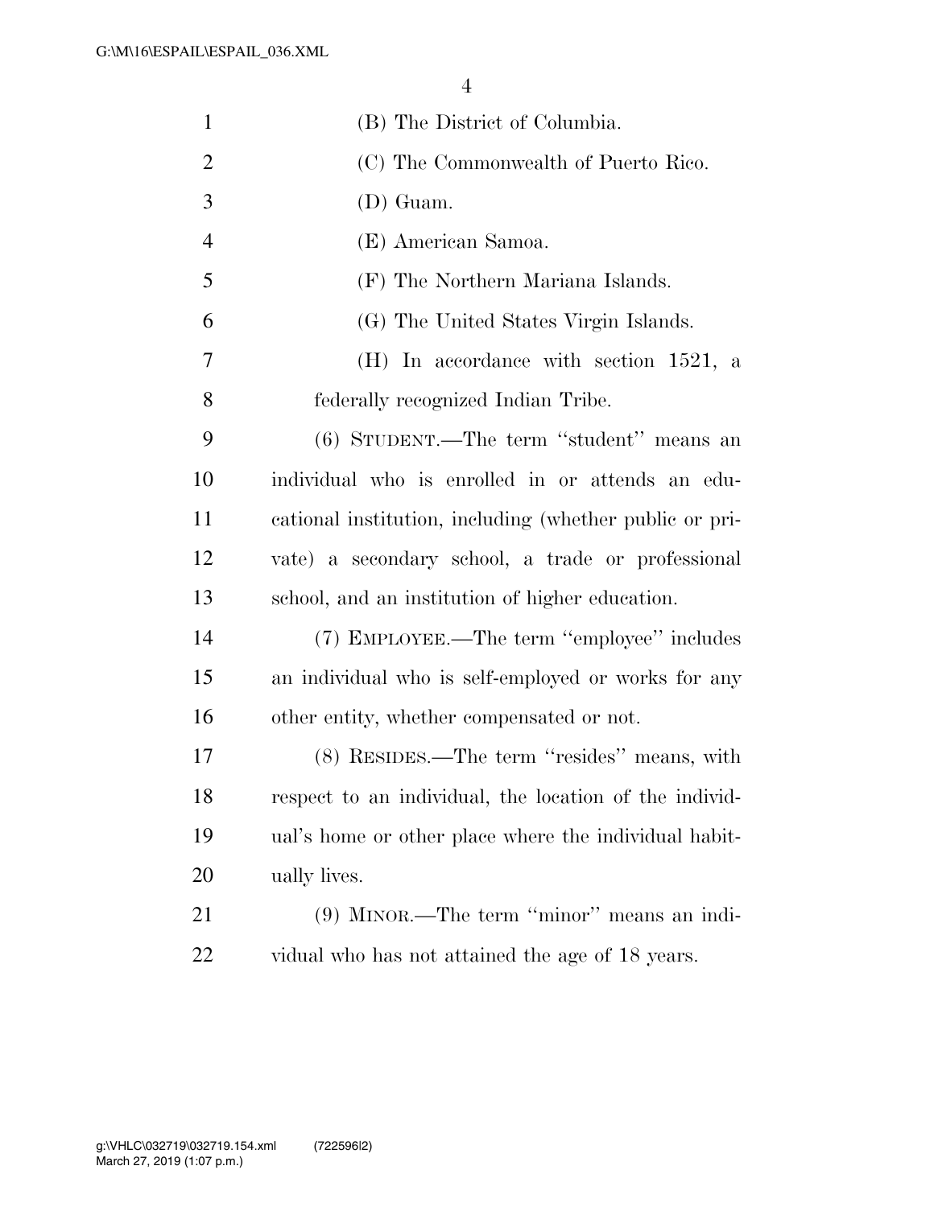(B) The District of Columbia.

(C) The Commonwealth of Puerto Rico.

(D) Guam.

(E) American Samoa.

(F) The Northern Mariana Islands.

(G) The United States Virgin Islands.

(H) In accordance with section 1521, a federally recognized Indian Tribe.

(6) STUDENT.—The term ''student'' means an individual who is enrolled in or attends an educational institution, including (whether public or private) a secondary school, a trade or professional school, and an institution of higher education.

(7) EMPLOYEE.—The term ''employee'' includes an individual who is self-employed or works for any other entity, whether compensated or not.

(8) RESIDES.—The term ''resides'' means, with respect to an individual, the location of the individual's home or other place where the individual habitually lives.

(9) MINOR.—The term ''minor'' means an individual who has not attained the age of 18 years.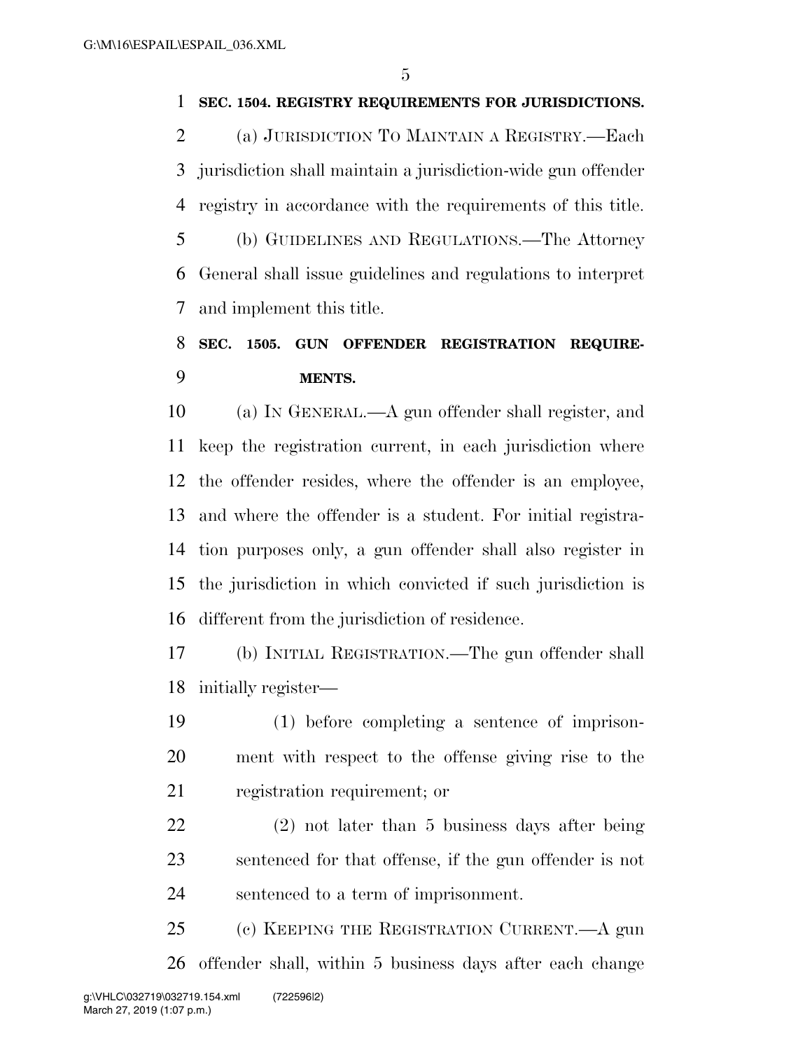**SEC. 1504. REGISTRY REQUIREMENTS FOR JURISDICTIONS.**

(a) JURISDICTION TO MAINTAIN A REGISTRY.—Each jurisdiction shall maintain a jurisdiction-wide gun offender registry in accordance with the requirements of this title.

(b) GUIDELINES AND REGULATIONS.—The Attorney General shall issue guidelines and regulations to interpret and implement this title.

**SEC. 1505. GUN OFFENDER REGISTRATION REQUIREMENTS.**

(a) IN GENERAL.—A gun offender shall register, and keep the registration current, in each jurisdiction where the offender resides, where the offender is an employee, and where the offender is a student. For initial registration purposes only, a gun offender shall also register in the jurisdiction in which convicted if such jurisdiction is different from the jurisdiction of residence.

(b) INITIAL REGISTRATION.—The gun offender shall initially register—

(1) before completing a sentence of imprisonment with respect to the offense giving rise to the registration requirement; or

(2) not later than 5 business days after being sentenced for that offense, if the gun offender is not sentenced to a term of imprisonment.

(c) KEEPING THE REGISTRATION CURRENT.—A gun offender shall, within 5 business days after each change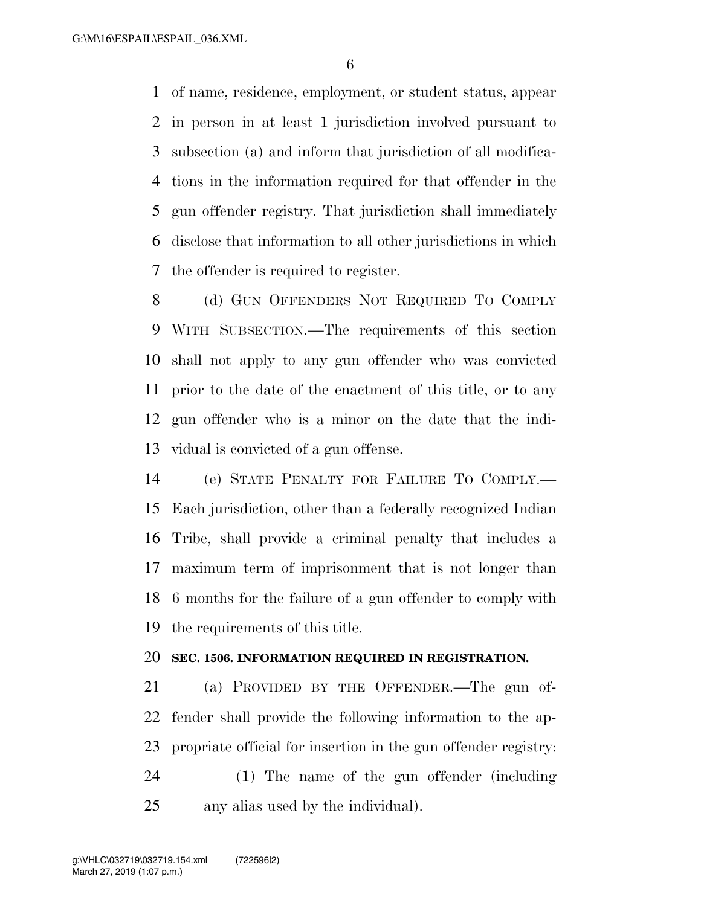of name, residence, employment, or student status, appear in person in at least 1 jurisdiction involved pursuant to subsection (a) and inform that jurisdiction of all modifications in the information required for that offender in the gun offender registry. That jurisdiction shall immediately disclose that information to all other jurisdictions in which the offender is required to register.

(d) GUN OFFENDERS NOT REQUIRED TO COMPLY WITH SUBSECTION.—The requirements of this section shall not apply to any gun offender who was convicted prior to the date of the enactment of this title, or to any gun offender who is a minor on the date that the individual is convicted of a gun offense.

(e) STATE PENALTY FOR FAILURE TO COMPLY.—Each jurisdiction, other than a federally recognized Indian Tribe, shall provide a criminal penalty that includes a maximum term of imprisonment that is not longer than 6 months for the failure of a gun offender to comply with the requirements of this title.

**SEC. 1506. INFORMATION REQUIRED IN REGISTRATION.**

(a) PROVIDED BY THE OFFENDER.—The gun offender shall provide the following information to the appropriate official for insertion in the gun offender registry:

(1) The name of the gun offender (including any alias used by the individual).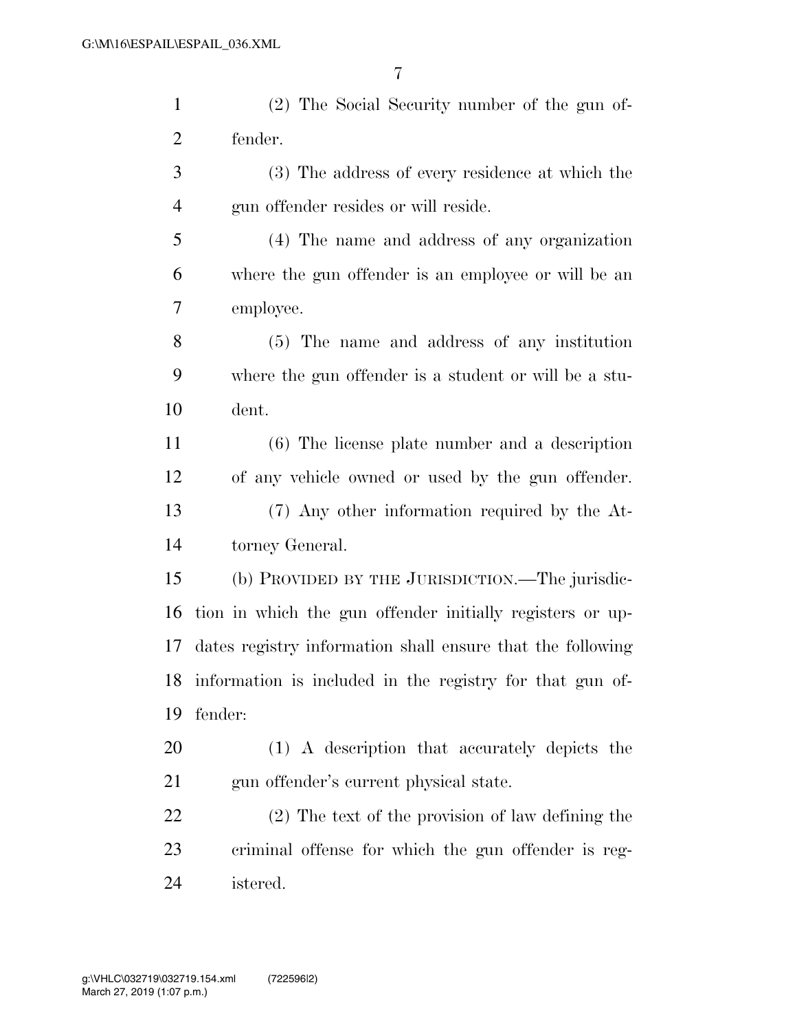(2) The Social Security number of the gun offender.

(3) The address of every residence at which the gun offender resides or will reside.

(4) The name and address of any organization where the gun offender is an employee or will be an employee.

(5) The name and address of any institution where the gun offender is a student or will be a student.

(6) The license plate number and a description of any vehicle owned or used by the gun offender.

(7) Any other information required by the Attorney General.

(b) PROVIDED BY THE JURISDICTION.—The jurisdiction in which the gun offender initially registers or updates registry information shall ensure that the following information is included in the registry for that gun offender:

(1) A description that accurately depicts the gun offender's current physical state.

(2) The text of the provision of law defining the criminal offense for which the gun offender is registered.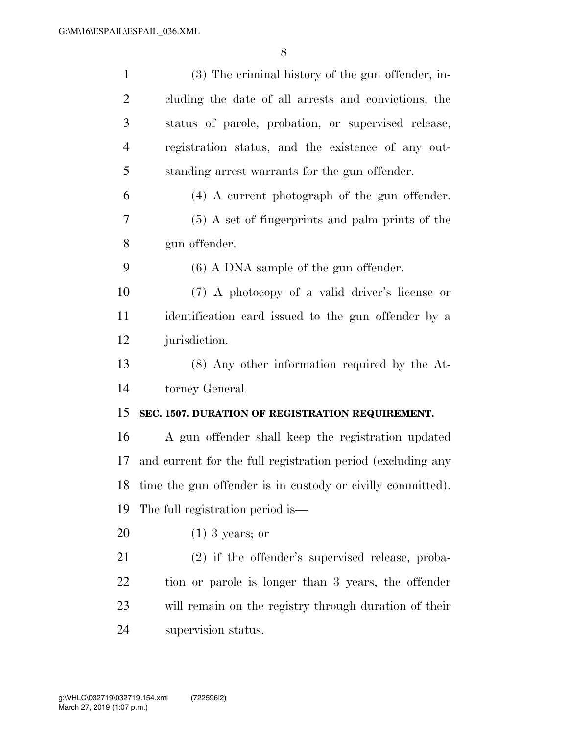(3) The criminal history of the gun offender, including the date of all arrests and convictions, the status of parole, probation, or supervised release, registration status, and the existence of any outstanding arrest warrants for the gun offender.

(4) A current photograph of the gun offender.

(5) A set of fingerprints and palm prints of the gun offender.

(6) A DNA sample of the gun offender.

(7) A photocopy of a valid driver's license or identification card issued to the gun offender by a jurisdiction.

(8) Any other information required by the Attorney General.

**SEC. 1507. DURATION OF REGISTRATION REQUIREMENT.**

A gun offender shall keep the registration updated and current for the full registration period (excluding any time the gun offender is in custody or civilly committed). The full registration period is—

(1) 3 years; or

(2) if the offender's supervised release, probation or parole is longer than 3 years, the offender will remain on the registry through duration of their supervision status.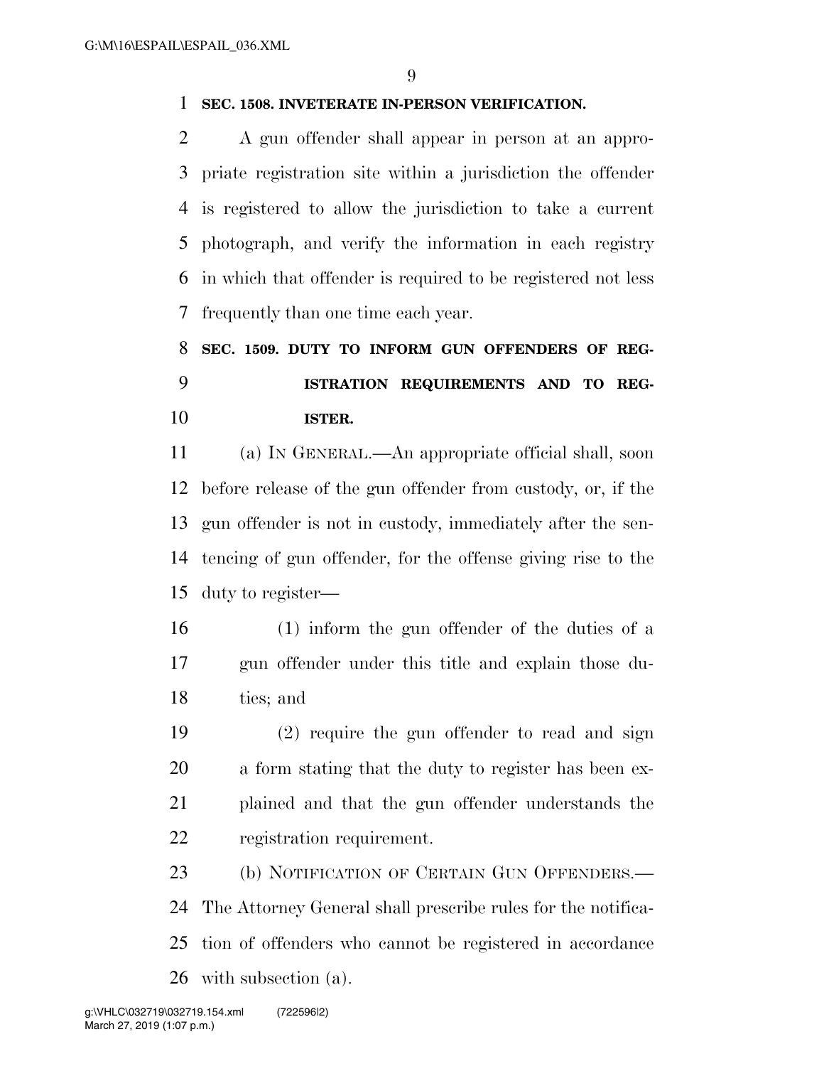### SEC. 1508. INVETERATE IN-PERSON VERIFICATION.

A gun offender shall appear in person at an appropriate registration site within a jurisdiction the offender is registered to allow the jurisdiction to take a current photograph, and verify the information in each registry in which that offender is required to be registered not less frequently than one time each year.

### SEC. 1509. DUTY TO INFORM GUN OFFENDERS OF REGISTRATION REQUIREMENTS AND TO REGISTER.

(a) IN GENERAL.—An appropriate official shall, soon before release of the gun offender from custody, or, if the gun offender is not in custody, immediately after the sentencing of gun offender, for the offense giving rise to the duty to register—

(1) inform the gun offender of the duties of a gun offender under this title and explain those duties; and

(2) require the gun offender to read and sign a form stating that the duty to register has been explained and that the gun offender understands the registration requirement.

(b) NOTIFICATION OF CERTAIN GUN OFFENDERS.—The Attorney General shall prescribe rules for the notification of offenders who cannot be registered in accordance with subsection (a).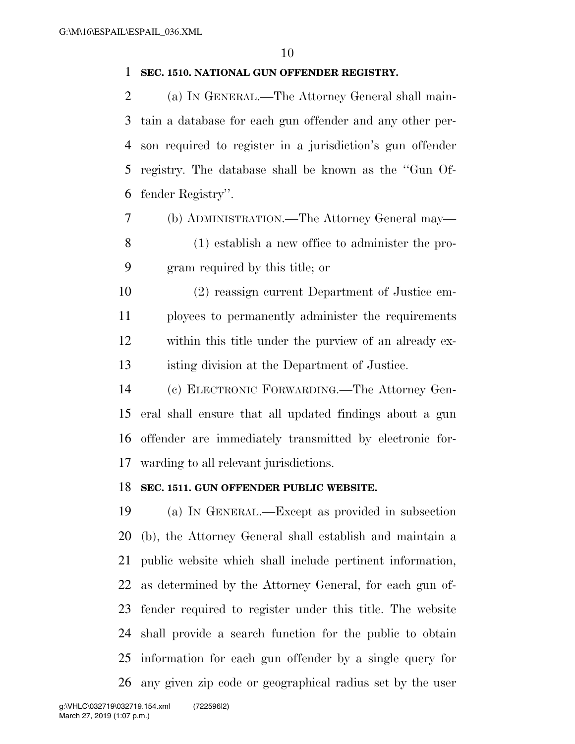**SEC. 1510. NATIONAL GUN OFFENDER REGISTRY.**

(a) IN GENERAL.—The Attorney General shall maintain a database for each gun offender and any other person required to register in a jurisdiction's gun offender registry. The database shall be known as the ''Gun Offender Registry''.

(b) ADMINISTRATION.—The Attorney General may—

(1) establish a new office to administer the program required by this title; or

(2) reassign current Department of Justice employees to permanently administer the requirements within this title under the purview of an already existing division at the Department of Justice.

(c) ELECTRONIC FORWARDING.—The Attorney General shall ensure that all updated findings about a gun offender are immediately transmitted by electronic forwarding to all relevant jurisdictions.

**SEC. 1511. GUN OFFENDER PUBLIC WEBSITE.**

(a) IN GENERAL.—Except as provided in subsection (b), the Attorney General shall establish and maintain a public website which shall include pertinent information, as determined by the Attorney General, for each gun offender required to register under this title. The website shall provide a search function for the public to obtain information for each gun offender by a single query for any given zip code or geographical radius set by the user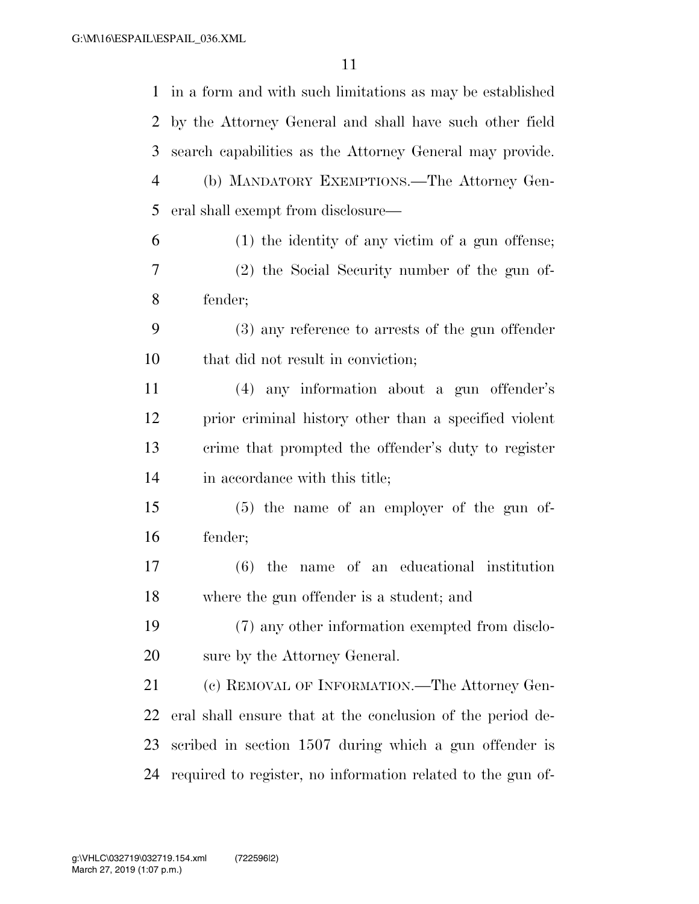in a form and with such limitations as may be established by the Attorney General and shall have such other field search capabilities as the Attorney General may provide.

(b) MANDATORY EXEMPTIONS.—The Attorney General shall exempt from disclosure—

(1) the identity of any victim of a gun offense;

(2) the Social Security number of the gun offender;

(3) any reference to arrests of the gun offender that did not result in conviction;

(4) any information about a gun offender's prior criminal history other than a specified violent crime that prompted the offender's duty to register in accordance with this title;

(5) the name of an employer of the gun offender;

(6) the name of an educational institution where the gun offender is a student; and

(7) any other information exempted from disclosure by the Attorney General.

(c) REMOVAL OF INFORMATION.—The Attorney General shall ensure that at the conclusion of the period described in section 1507 during which a gun offender is required to register, no information related to the gun of-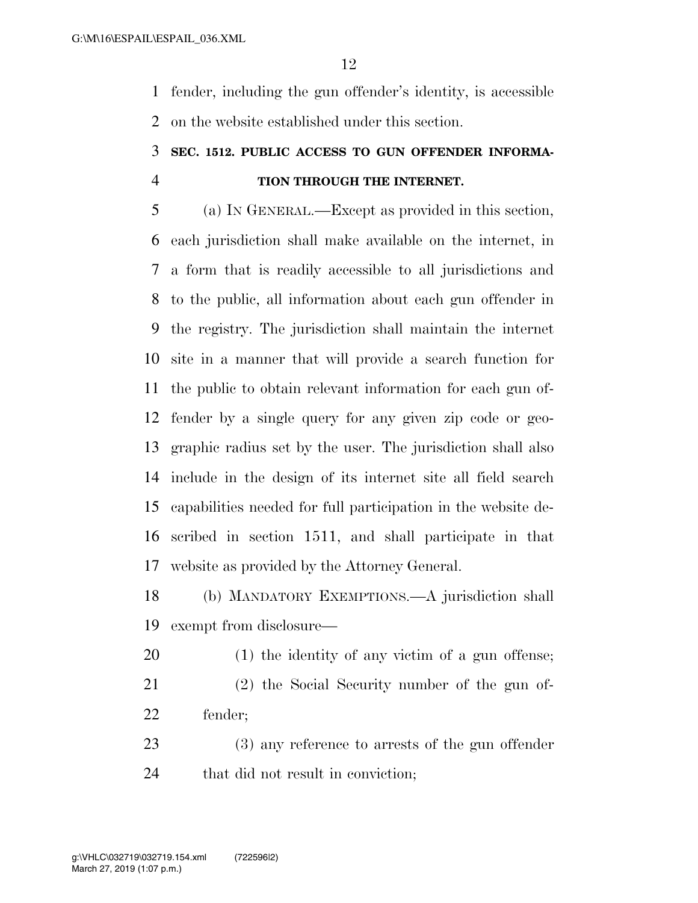fender, including the gun offender's identity, is accessible on the website established under this section.

### SEC. 1512. PUBLIC ACCESS TO GUN OFFENDER INFORMATION THROUGH THE INTERNET.

(a) IN GENERAL.—Except as provided in this section, each jurisdiction shall make available on the internet, in a form that is readily accessible to all jurisdictions and to the public, all information about each gun offender in the registry. The jurisdiction shall maintain the internet site in a manner that will provide a search function for the public to obtain relevant information for each gun offender by a single query for any given zip code or geographic radius set by the user. The jurisdiction shall also include in the design of its internet site all field search capabilities needed for full participation in the website described in section 1511, and shall participate in that website as provided by the Attorney General.

(b) MANDATORY EXEMPTIONS.—A jurisdiction shall exempt from disclosure—

(1) the identity of any victim of a gun offense;

(2) the Social Security number of the gun offender;

(3) any reference to arrests of the gun offender that did not result in conviction;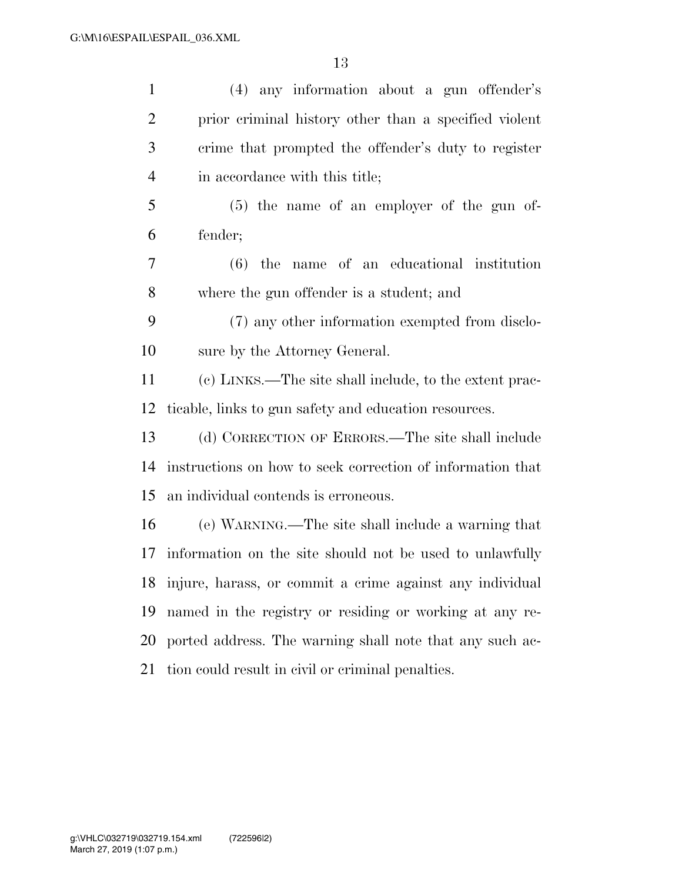(4) any information about a gun offender's prior criminal history other than a specified violent crime that prompted the offender's duty to register in accordance with this title;

(5) the name of an employer of the gun offender;

(6) the name of an educational institution where the gun offender is a student; and

(7) any other information exempted from disclosure by the Attorney General.

(c) LINKS.—The site shall include, to the extent practicable, links to gun safety and education resources.

(d) CORRECTION OF ERRORS.—The site shall include instructions on how to seek correction of information that an individual contends is erroneous.

(e) WARNING.—The site shall include a warning that information on the site should not be used to unlawfully injure, harass, or commit a crime against any individual named in the registry or residing or working at any reported address. The warning shall note that any such action could result in civil or criminal penalties.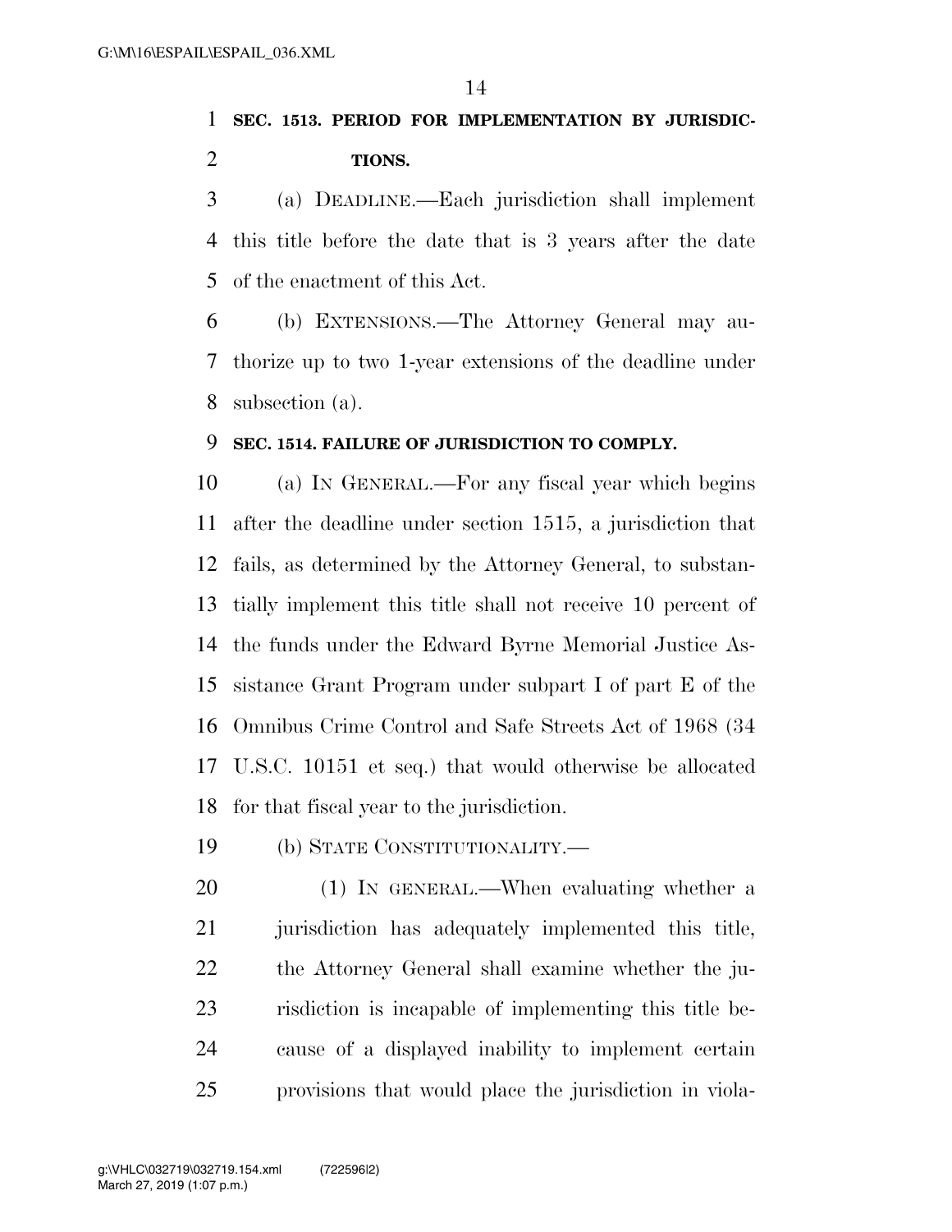**SEC. 1513. PERIOD FOR IMPLEMENTATION BY JURISDICTIONS.**

(a) DEADLINE.—Each jurisdiction shall implement this title before the date that is 3 years after the date of the enactment of this Act.

(b) EXTENSIONS.—The Attorney General may authorize up to two 1-year extensions of the deadline under subsection (a).

**SEC. 1514. FAILURE OF JURISDICTION TO COMPLY.**

(a) IN GENERAL.—For any fiscal year which begins after the deadline under section 1515, a jurisdiction that fails, as determined by the Attorney General, to substantially implement this title shall not receive 10 percent of the funds under the Edward Byrne Memorial Justice Assistance Grant Program under subpart I of part E of the Omnibus Crime Control and Safe Streets Act of 1968 (34 U.S.C. 10151 et seq.) that would otherwise be allocated for that fiscal year to the jurisdiction.

(b) STATE CONSTITUTIONALITY.—

(1) IN GENERAL.—When evaluating whether a jurisdiction has adequately implemented this title, the Attorney General shall examine whether the jurisdiction is incapable of implementing this title because of a displayed inability to implement certain provisions that would place the jurisdiction in viola-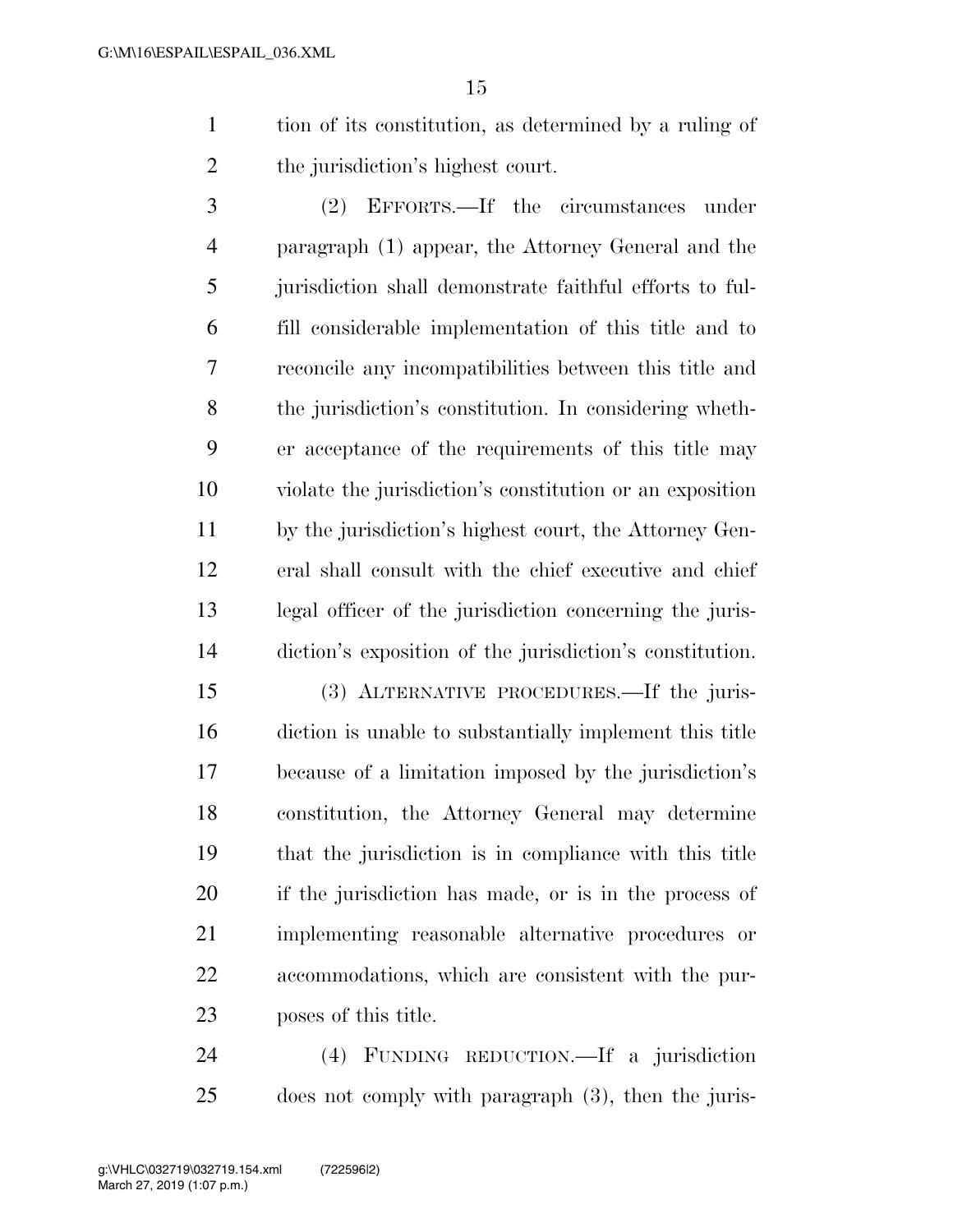tion of its constitution, as determined by a ruling of the jurisdiction's highest court.

(2) EFFORTS.—If the circumstances under paragraph (1) appear, the Attorney General and the jurisdiction shall demonstrate faithful efforts to fulfill considerable implementation of this title and to reconcile any incompatibilities between this title and the jurisdiction's constitution. In considering whether acceptance of the requirements of this title may violate the jurisdiction's constitution or an exposition by the jurisdiction's highest court, the Attorney General shall consult with the chief executive and chief legal officer of the jurisdiction concerning the jurisdiction's exposition of the jurisdiction's constitution.

(3) ALTERNATIVE PROCEDURES.—If the jurisdiction is unable to substantially implement this title because of a limitation imposed by the jurisdiction's constitution, the Attorney General may determine that the jurisdiction is in compliance with this title if the jurisdiction has made, or is in the process of implementing reasonable alternative procedures or accommodations, which are consistent with the purposes of this title.

(4) FUNDING REDUCTION.—If a jurisdiction does not comply with paragraph (3), then the juris-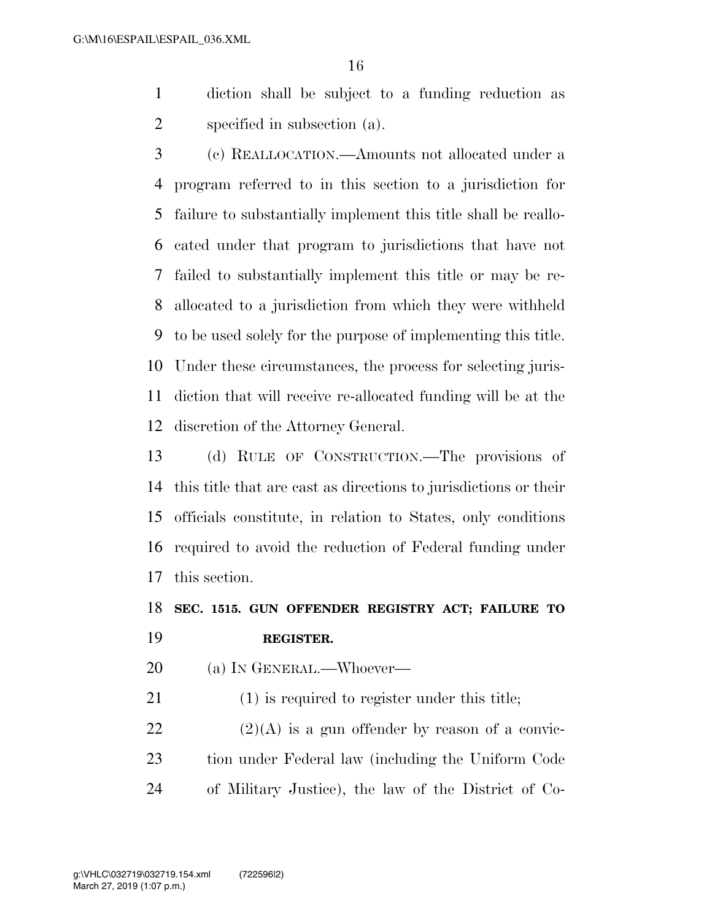diction shall be subject to a funding reduction as specified in subsection (a).

(c) REALLOCATION.—Amounts not allocated under a program referred to in this section to a jurisdiction for failure to substantially implement this title shall be reallocated under that program to jurisdictions that have not failed to substantially implement this title or may be reallocated to a jurisdiction from which they were withheld to be used solely for the purpose of implementing this title. Under these circumstances, the process for selecting jurisdiction that will receive re-allocated funding will be at the discretion of the Attorney General.

(d) RULE OF CONSTRUCTION.—The provisions of this title that are cast as directions to jurisdictions or their officials constitute, in relation to States, only conditions required to avoid the reduction of Federal funding under this section.

**SEC. 1515. GUN OFFENDER REGISTRY ACT; FAILURE TO REGISTER.**

(a) IN GENERAL.—Whoever—

(1) is required to register under this title;

(2)(A) is a gun offender by reason of a conviction under Federal law (including the Uniform Code of Military Justice), the law of the District of Co-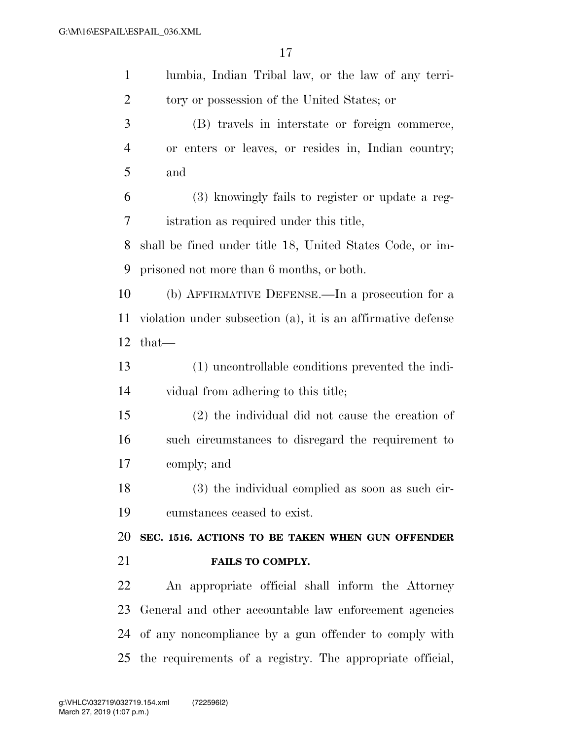lumbia, Indian Tribal law, or the law of any territory or possession of the United States; or

(B) travels in interstate or foreign commerce, or enters or leaves, or resides in, Indian country; and

(3) knowingly fails to register or update a registration as required under this title,

shall be fined under title 18, United States Code, or imprisoned not more than 6 months, or both.

(b) AFFIRMATIVE DEFENSE.—In a prosecution for a violation under subsection (a), it is an affirmative defense that—

(1) uncontrollable conditions prevented the individual from adhering to this title;

(2) the individual did not cause the creation of such circumstances to disregard the requirement to comply; and

(3) the individual complied as soon as such circumstances ceased to exist.

**SEC. 1516. ACTIONS TO BE TAKEN WHEN GUN OFFENDER FAILS TO COMPLY.**

An appropriate official shall inform the Attorney General and other accountable law enforcement agencies of any noncompliance by a gun offender to comply with the requirements of a registry. The appropriate official,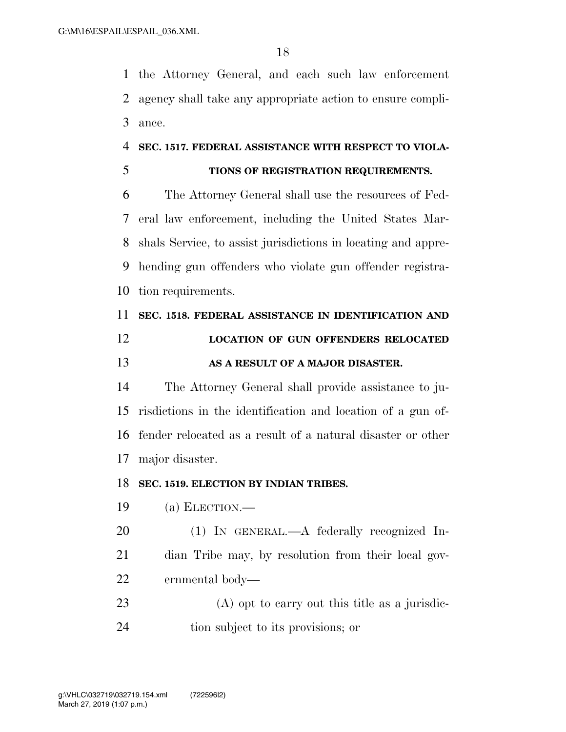the Attorney General, and each such law enforcement agency shall take any appropriate action to ensure compliance.

### SEC. 1517. FEDERAL ASSISTANCE WITH RESPECT TO VIOLATIONS OF REGISTRATION REQUIREMENTS.

The Attorney General shall use the resources of Federal law enforcement, including the United States Marshals Service, to assist jurisdictions in locating and apprehending gun offenders who violate gun offender registration requirements.

### SEC. 1518. FEDERAL ASSISTANCE IN IDENTIFICATION AND LOCATION OF GUN OFFENDERS RELOCATED AS A RESULT OF A MAJOR DISASTER.

The Attorney General shall provide assistance to jurisdictions in the identification and location of a gun offender relocated as a result of a natural disaster or other major disaster.

### SEC. 1519. ELECTION BY INDIAN TRIBES.

(a) ELECTION.—

(1) IN GENERAL.—A federally recognized Indian Tribe may, by resolution from their local governmental body—

(A) opt to carry out this title as a jurisdiction subject to its provisions; or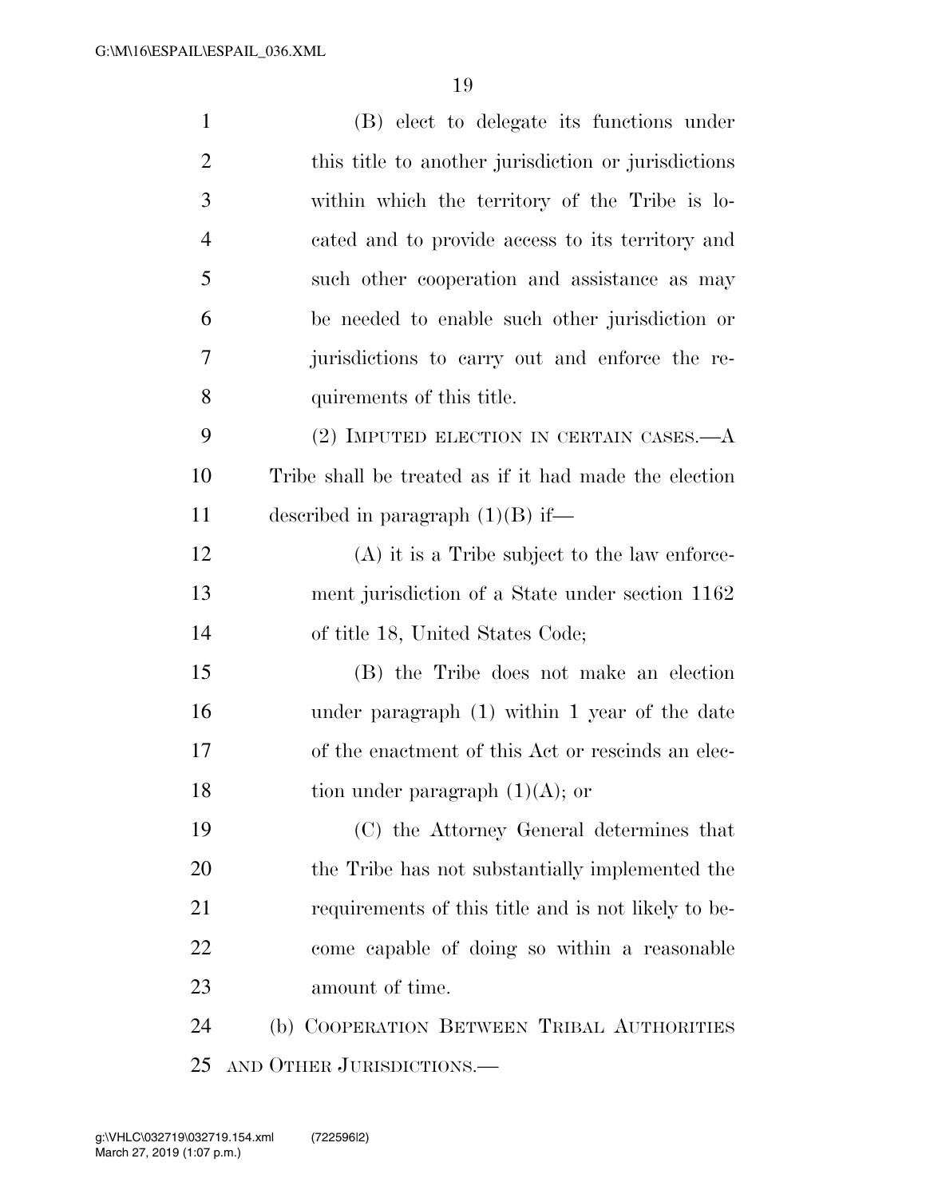(B) elect to delegate its functions under this title to another jurisdiction or jurisdictions within which the territory of the Tribe is located and to provide access to its territory and such other cooperation and assistance as may be needed to enable such other jurisdiction or jurisdictions to carry out and enforce the requirements of this title.

(2) IMPUTED ELECTION IN CERTAIN CASES.—A Tribe shall be treated as if it had made the election described in paragraph (1)(B) if—

(A) it is a Tribe subject to the law enforcement jurisdiction of a State under section 1162 of title 18, United States Code;

(B) the Tribe does not make an election under paragraph (1) within 1 year of the date of the enactment of this Act or rescinds an election under paragraph (1)(A); or

(C) the Attorney General determines that the Tribe has not substantially implemented the requirements of this title and is not likely to become capable of doing so within a reasonable amount of time.

(b) COOPERATION BETWEEN TRIBAL AUTHORITIES AND OTHER JURISDICTIONS.—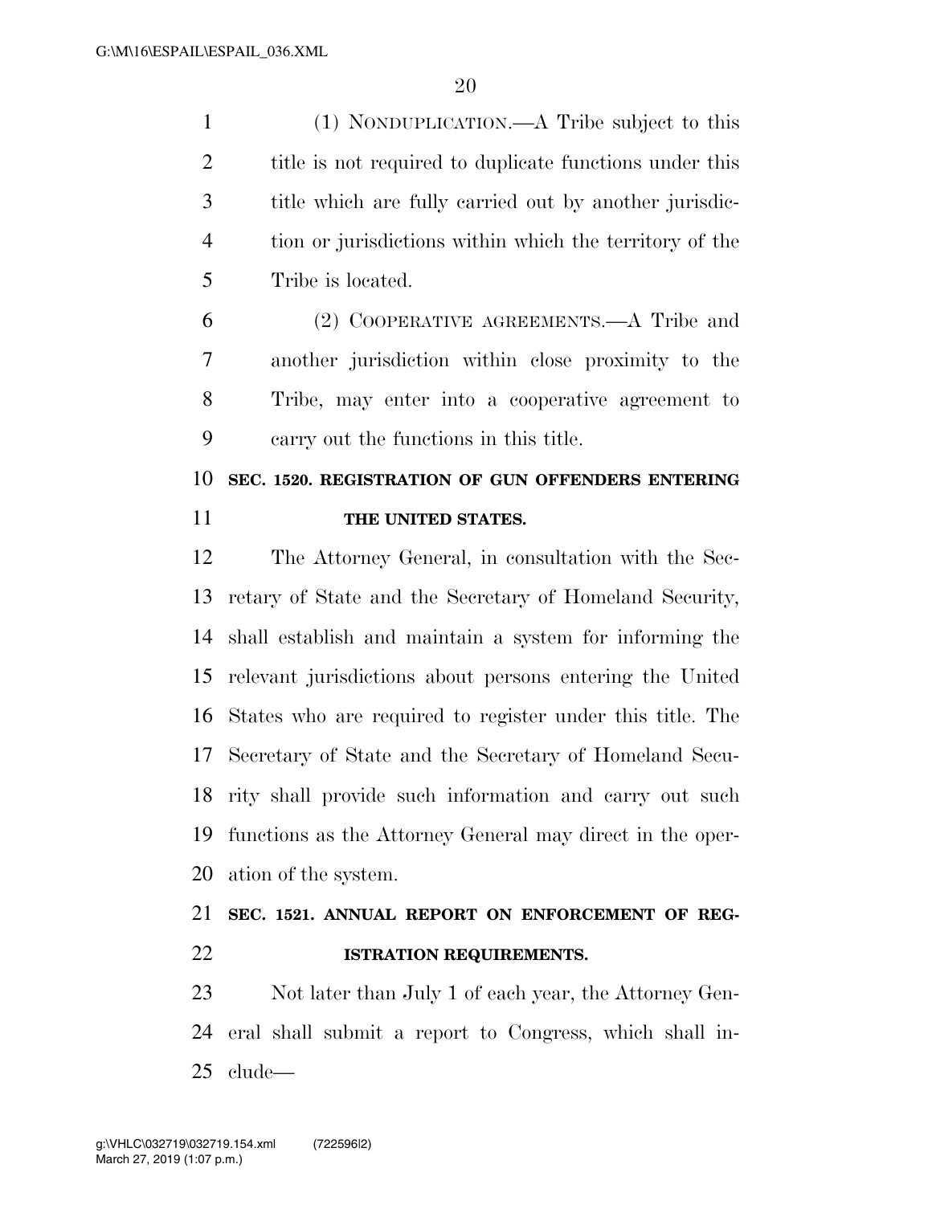(1) NONDUPLICATION.—A Tribe subject to this title is not required to duplicate functions under this title which are fully carried out by another jurisdiction or jurisdictions within which the territory of the Tribe is located.

(2) COOPERATIVE AGREEMENTS.—A Tribe and another jurisdiction within close proximity to the Tribe, may enter into a cooperative agreement to carry out the functions in this title.

**SEC. 1520. REGISTRATION OF GUN OFFENDERS ENTERING THE UNITED STATES.**

The Attorney General, in consultation with the Secretary of State and the Secretary of Homeland Security, shall establish and maintain a system for informing the relevant jurisdictions about persons entering the United States who are required to register under this title. The Secretary of State and the Secretary of Homeland Security shall provide such information and carry out such functions as the Attorney General may direct in the operation of the system.

**SEC. 1521. ANNUAL REPORT ON ENFORCEMENT OF REGISTRATION REQUIREMENTS.**

Not later than July 1 of each year, the Attorney General shall submit a report to Congress, which shall include—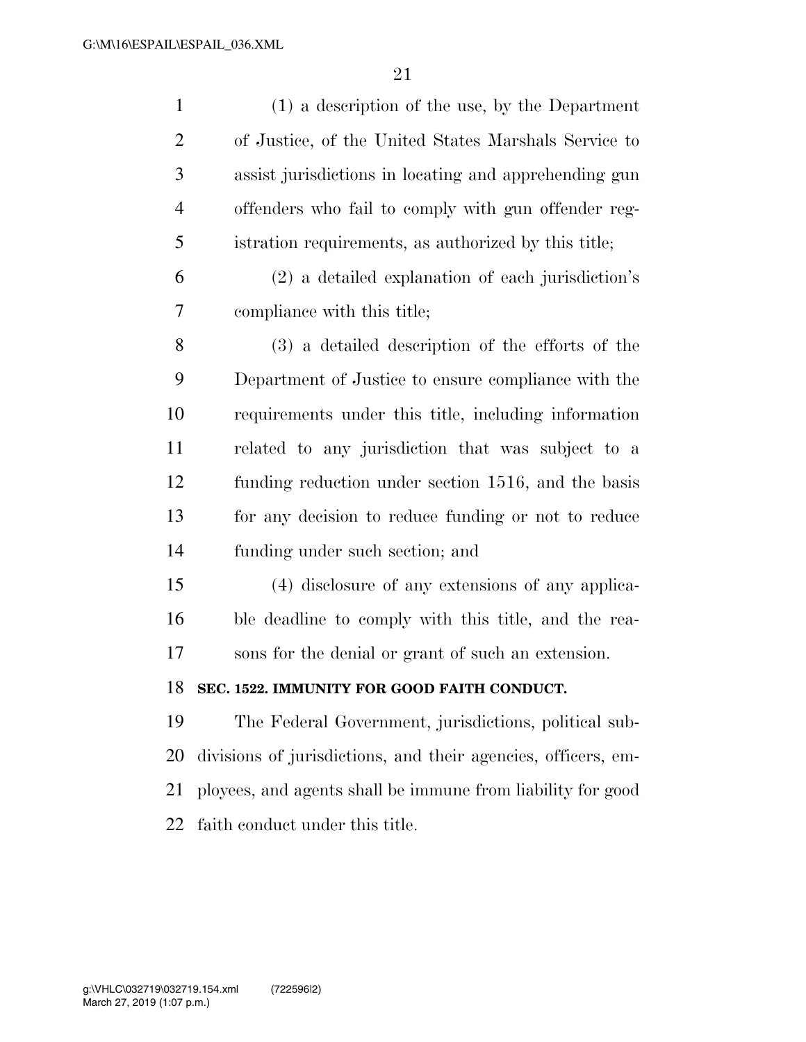(1) a description of the use, by the Department of Justice, of the United States Marshals Service to assist jurisdictions in locating and apprehending gun offenders who fail to comply with gun offender registration requirements, as authorized by this title;

(2) a detailed explanation of each jurisdiction's compliance with this title;

(3) a detailed description of the efforts of the Department of Justice to ensure compliance with the requirements under this title, including information related to any jurisdiction that was subject to a funding reduction under section 1516, and the basis for any decision to reduce funding or not to reduce funding under such section; and

(4) disclosure of any extensions of any applicable deadline to comply with this title, and the reasons for the denial or grant of such an extension.

**SEC. 1522. IMMUNITY FOR GOOD FAITH CONDUCT.**

The Federal Government, jurisdictions, political subdivisions of jurisdictions, and their agencies, officers, employees, and agents shall be immune from liability for good faith conduct under this title.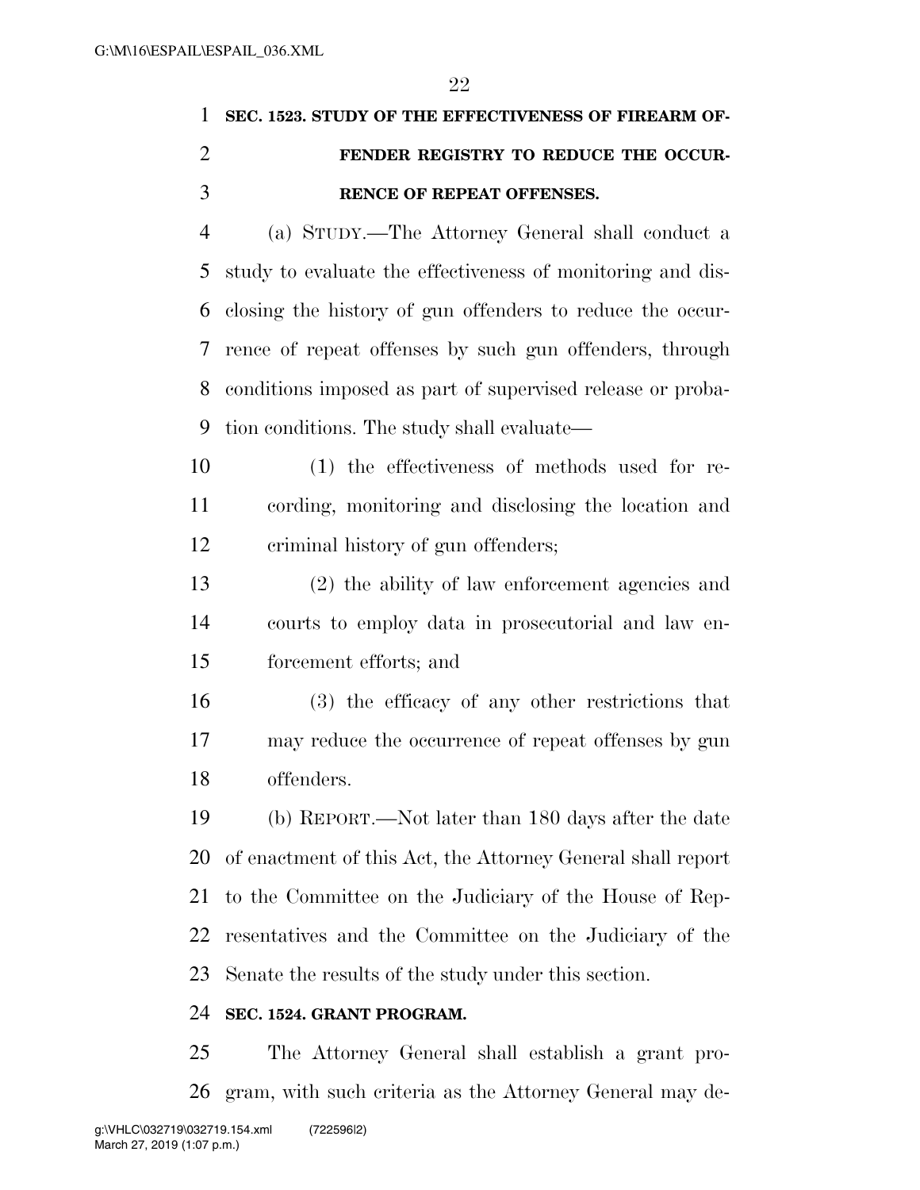**SEC. 1523. STUDY OF THE EFFECTIVENESS OF FIREARM OFFENDER REGISTRY TO REDUCE THE OCCURRENCE OF REPEAT OFFENSES.**

(a) STUDY.—The Attorney General shall conduct a study to evaluate the effectiveness of monitoring and disclosing the history of gun offenders to reduce the occurrence of repeat offenses by such gun offenders, through conditions imposed as part of supervised release or probation conditions. The study shall evaluate—

(1) the effectiveness of methods used for recording, monitoring and disclosing the location and criminal history of gun offenders;

(2) the ability of law enforcement agencies and courts to employ data in prosecutorial and law enforcement efforts; and

(3) the efficacy of any other restrictions that may reduce the occurrence of repeat offenses by gun offenders.

(b) REPORT.—Not later than 180 days after the date of enactment of this Act, the Attorney General shall report to the Committee on the Judiciary of the House of Representatives and the Committee on the Judiciary of the Senate the results of the study under this section.

**SEC. 1524. GRANT PROGRAM.**

The Attorney General shall establish a grant program, with such criteria as the Attorney General may de-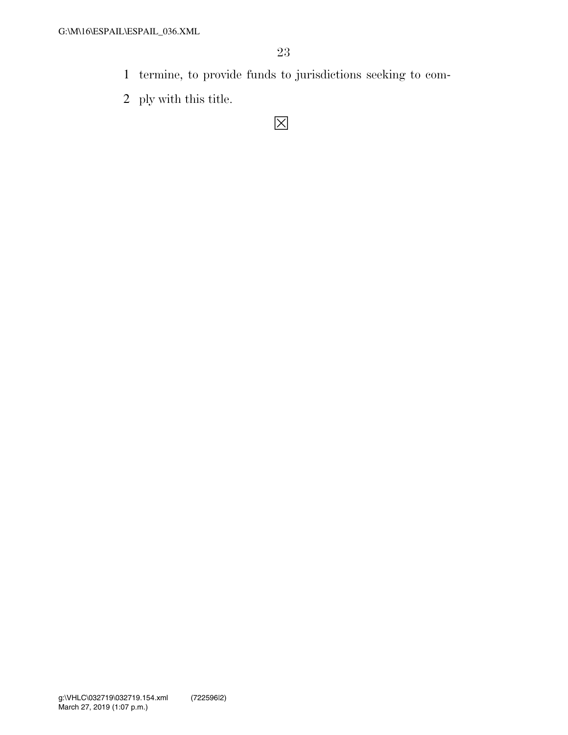termine, to provide funds to jurisdictions seeking to comply with this title.

☒